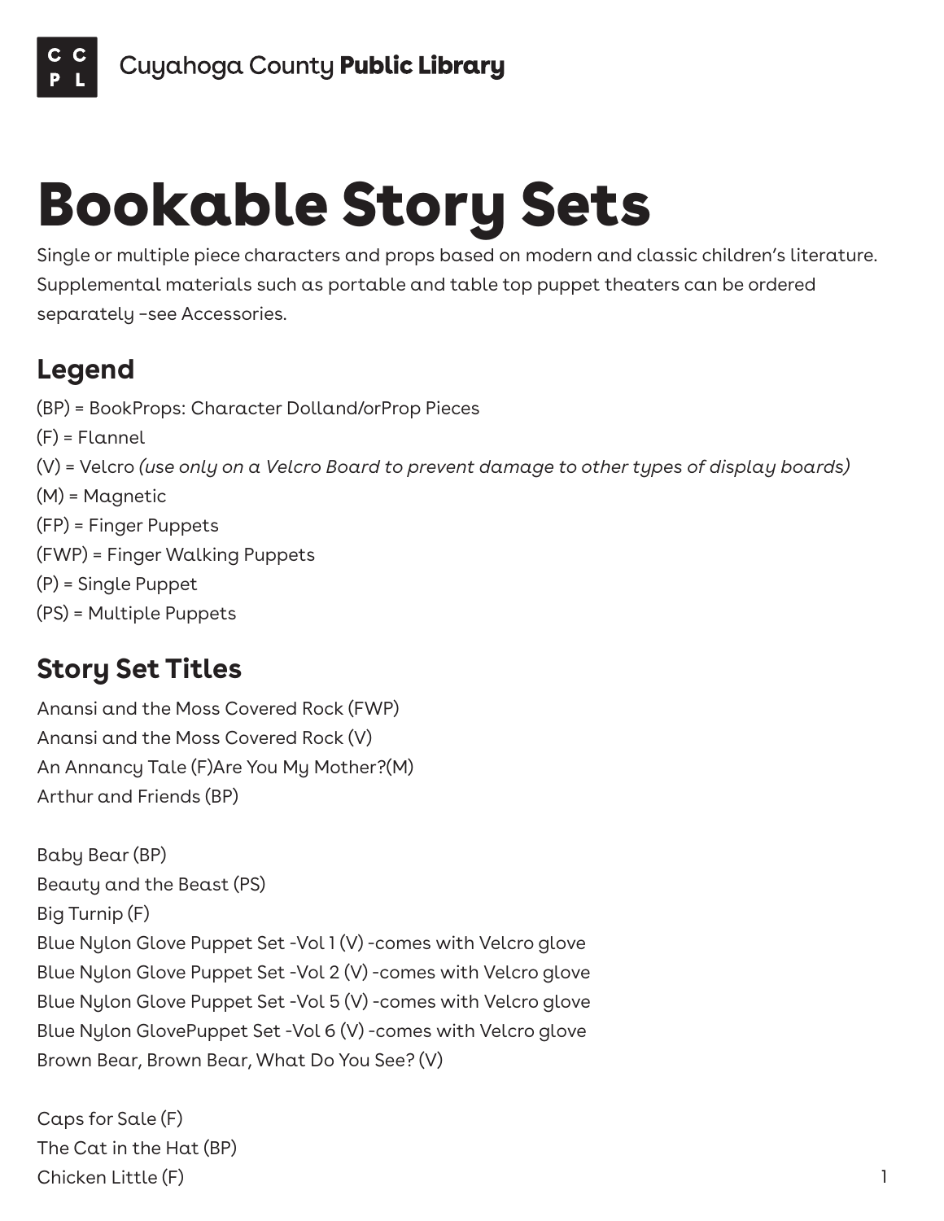Cuyahoga County **Public Library**

# Bookable Story Sets

Single or multiple piece characters and props based on modern and classic children's literature. Supplemental materials such as portable and table top puppet theaters can be ordered separately –see Accessories.

## Legend

(BP) = BookProps: Character Dolland/orProp Pieces
(F) = Flannel
(V) = Velcro *(use only on a Velcro Board to prevent damage to other types of display boards)*
(M) = Magnetic
(FP) = Finger Puppets
(FWP) = Finger Walking Puppets
(P) = Single Puppet
(PS) = Multiple Puppets

## Story Set Titles

Anansi and the Moss Covered Rock (FWP)
Anansi and the Moss Covered Rock (V)
An Annancy Tale (F)Are You My Mother?(M)
Arthur and Friends (BP)

Baby Bear (BP)
Beauty and the Beast (PS)
Big Turnip (F)
Blue Nylon Glove Puppet Set -Vol 1 (V) -comes with Velcro glove
Blue Nylon Glove Puppet Set -Vol 2 (V) -comes with Velcro glove
Blue Nylon Glove Puppet Set -Vol 5 (V) -comes with Velcro glove
Blue Nylon GlovePuppet Set -Vol 6 (V) -comes with Velcro glove
Brown Bear, Brown Bear, What Do You See? (V)

Caps for Sale (F)
The Cat in the Hat (BP)
Chicken Little (F)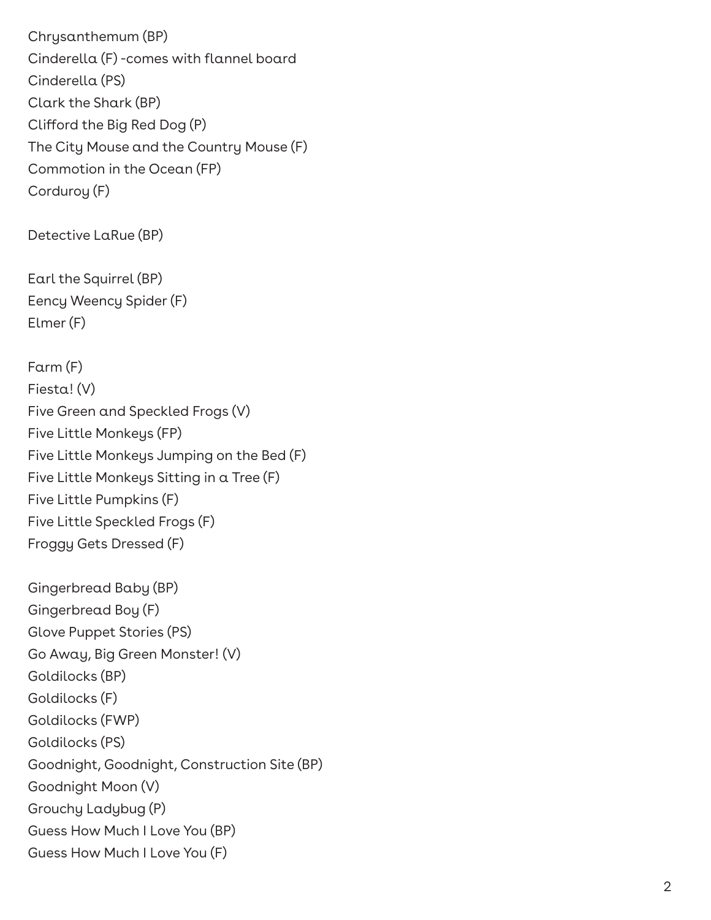Chrysanthemum (BP)
Cinderella (F) -comes with flannel board
Cinderella (PS)
Clark the Shark (BP)
Clifford the Big Red Dog (P)
The City Mouse and the Country Mouse (F)
Commotion in the Ocean (FP)
Corduroy (F)

Detective LaRue (BP)

Earl the Squirrel (BP)
Eency Weency Spider (F)
Elmer (F)

Farm (F)
Fiesta! (V)
Five Green and Speckled Frogs (V)
Five Little Monkeys (FP)
Five Little Monkeys Jumping on the Bed (F)
Five Little Monkeys Sitting in a Tree (F)
Five Little Pumpkins (F)
Five Little Speckled Frogs (F)
Froggy Gets Dressed (F)

Gingerbread Baby (BP)
Gingerbread Boy (F)
Glove Puppet Stories (PS)
Go Away, Big Green Monster! (V)
Goldilocks (BP)
Goldilocks (F)
Goldilocks (FWP)
Goldilocks (PS)
Goodnight, Goodnight, Construction Site (BP)
Goodnight Moon (V)
Grouchy Ladybug (P)
Guess How Much I Love You (BP)
Guess How Much I Love You (F)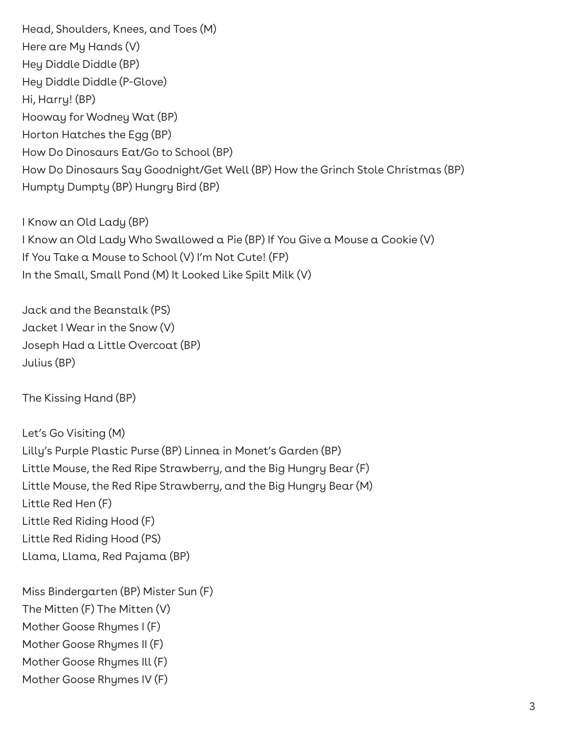Head, Shoulders, Knees, and Toes (M)
Here are My Hands (V)
Hey Diddle Diddle (BP)
Hey Diddle Diddle (P-Glove)
Hi, Harry! (BP)
Hooway for Wodney Wat (BP)
Horton Hatches the Egg (BP)
How Do Dinosaurs Eat/Go to School (BP)
How Do Dinosaurs Say Goodnight/Get Well (BP) How the Grinch Stole Christmas (BP)
Humpty Dumpty (BP) Hungry Bird (BP)

I Know an Old Lady (BP)
I Know an Old Lady Who Swallowed a Pie (BP) If You Give a Mouse a Cookie (V)
If You Take a Mouse to School (V) I'm Not Cute! (FP)
In the Small, Small Pond (M) It Looked Like Spilt Milk (V)

Jack and the Beanstalk (PS)
Jacket I Wear in the Snow (V)
Joseph Had a Little Overcoat (BP)
Julius (BP)

The Kissing Hand (BP)

Let's Go Visiting (M)
Lilly's Purple Plastic Purse (BP) Linnea in Monet's Garden (BP)
Little Mouse, the Red Ripe Strawberry, and the Big Hungry Bear (F)
Little Mouse, the Red Ripe Strawberry, and the Big Hungry Bear (M)
Little Red Hen (F)
Little Red Riding Hood (F)
Little Red Riding Hood (PS)
Llama, Llama, Red Pajama (BP)

Miss Bindergarten (BP) Mister Sun (F)
The Mitten (F) The Mitten (V)
Mother Goose Rhymes I (F)
Mother Goose Rhymes II (F)
Mother Goose Rhymes III (F)
Mother Goose Rhymes IV (F)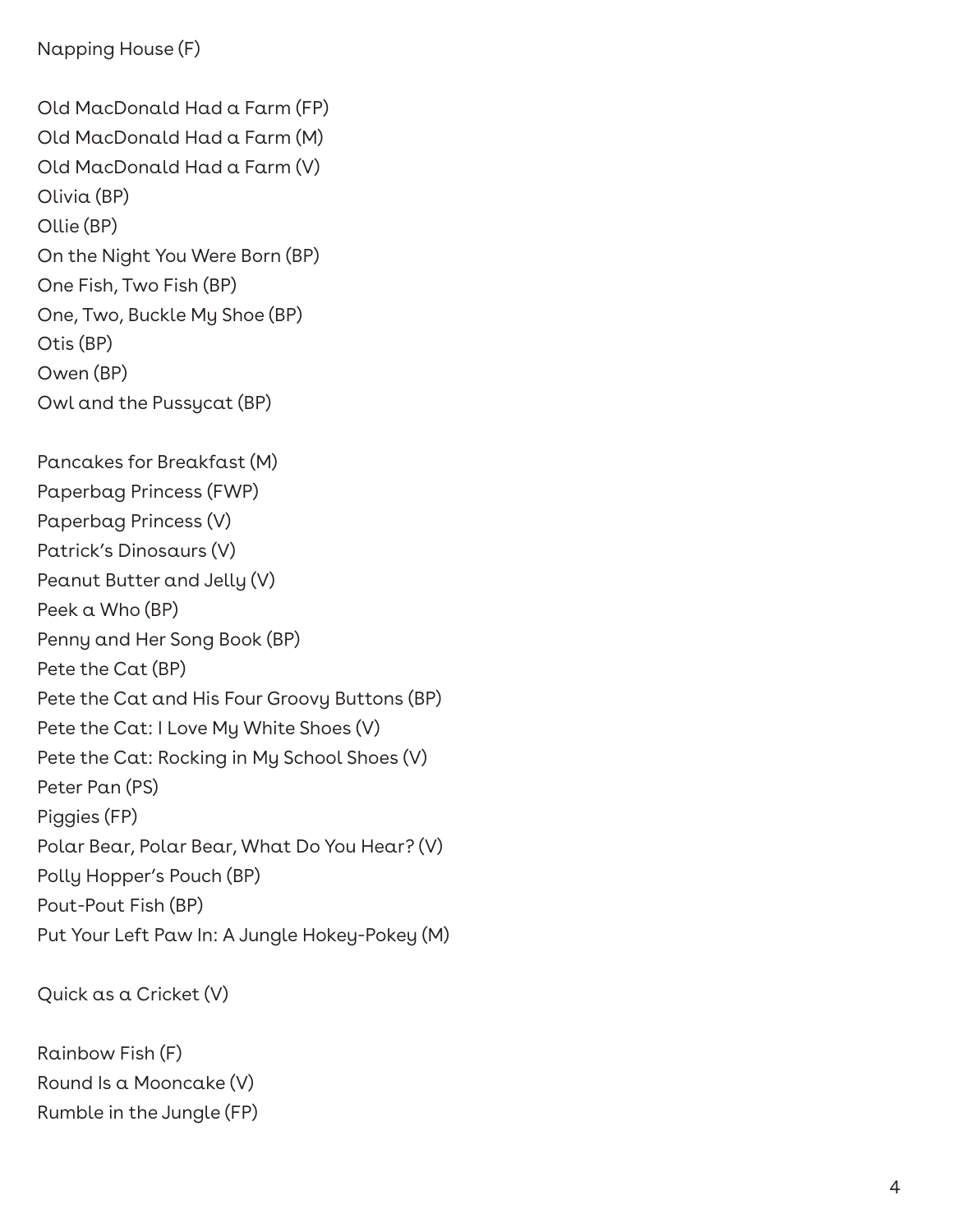Napping House (F)

Old MacDonald Had a Farm (FP)
Old MacDonald Had a Farm (M)
Old MacDonald Had a Farm (V)
Olivia (BP)
Ollie (BP)
On the Night You Were Born (BP)
One Fish, Two Fish (BP)
One, Two, Buckle My Shoe (BP)
Otis (BP)
Owen (BP)
Owl and the Pussycat (BP)

Pancakes for Breakfast (M)
Paperbag Princess (FWP)
Paperbag Princess (V)
Patrick's Dinosaurs (V)
Peanut Butter and Jelly (V)
Peek a Who (BP)
Penny and Her Song Book (BP)
Pete the Cat (BP)
Pete the Cat and His Four Groovy Buttons (BP)
Pete the Cat: I Love My White Shoes (V)
Pete the Cat: Rocking in My School Shoes (V)
Peter Pan (PS)
Piggies (FP)
Polar Bear, Polar Bear, What Do You Hear? (V)
Polly Hopper's Pouch (BP)
Pout-Pout Fish (BP)
Put Your Left Paw In: A Jungle Hokey-Pokey (M)

Quick as a Cricket (V)

Rainbow Fish (F)
Round Is a Mooncake (V)
Rumble in the Jungle (FP)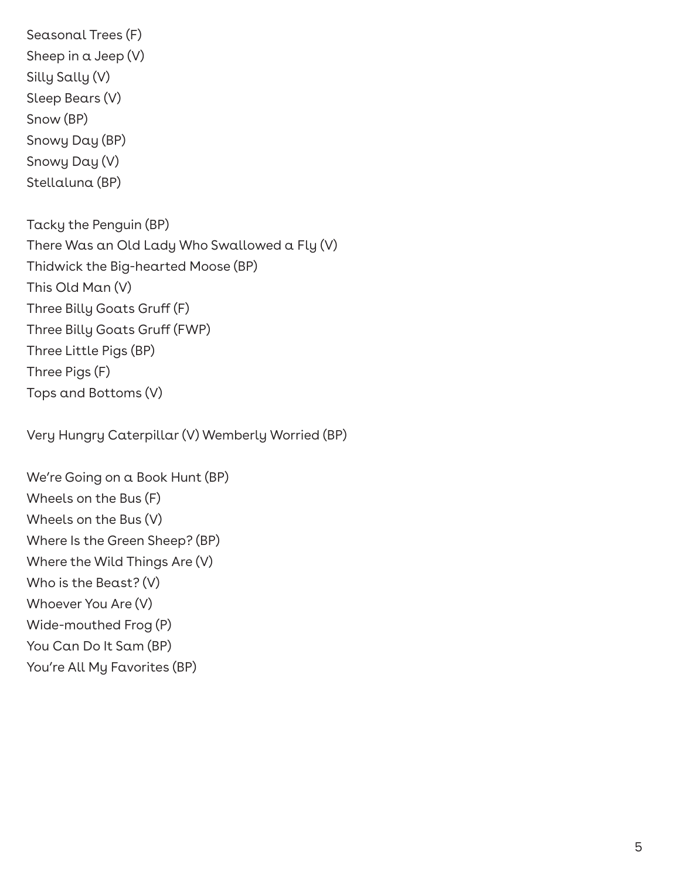Seasonal Trees (F)
Sheep in a Jeep (V)
Silly Sally (V)
Sleep Bears (V)
Snow (BP)
Snowy Day (BP)
Snowy Day (V)
Stellaluna (BP)

Tacky the Penguin (BP)
There Was an Old Lady Who Swallowed a Fly (V)
Thidwick the Big-hearted Moose (BP)
This Old Man (V)
Three Billy Goats Gruff (F)
Three Billy Goats Gruff (FWP)
Three Little Pigs (BP)
Three Pigs (F)
Tops and Bottoms (V)

Very Hungry Caterpillar (V) Wemberly Worried (BP)

We're Going on a Book Hunt (BP)
Wheels on the Bus (F)
Wheels on the Bus (V)
Where Is the Green Sheep? (BP)
Where the Wild Things Are (V)
Who is the Beast? (V)
Whoever You Are (V)
Wide-mouthed Frog (P)
You Can Do It Sam (BP)
You're All My Favorites (BP)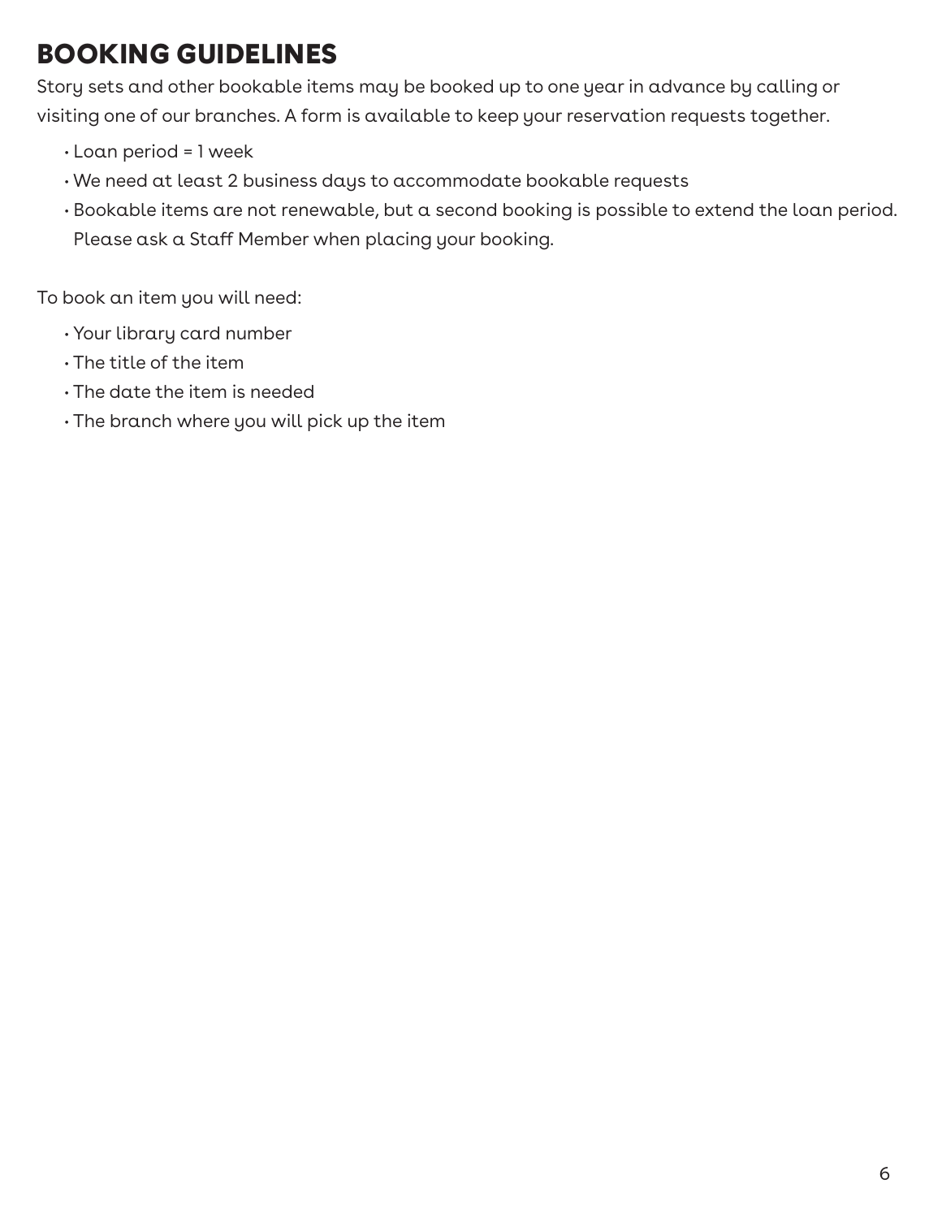# BOOKING GUIDELINES

Story sets and other bookable items may be booked up to one year in advance by calling or visiting one of our branches. A form is available to keep your reservation requests together.

- Loan period = 1 week
- We need at least 2 business days to accommodate bookable requests
- Bookable items are not renewable, but a second booking is possible to extend the loan period. Please ask a Staff Member when placing your booking.

To book an item you will need:

- Your library card number
- The title of the item
- The date the item is needed
- The branch where you will pick up the item